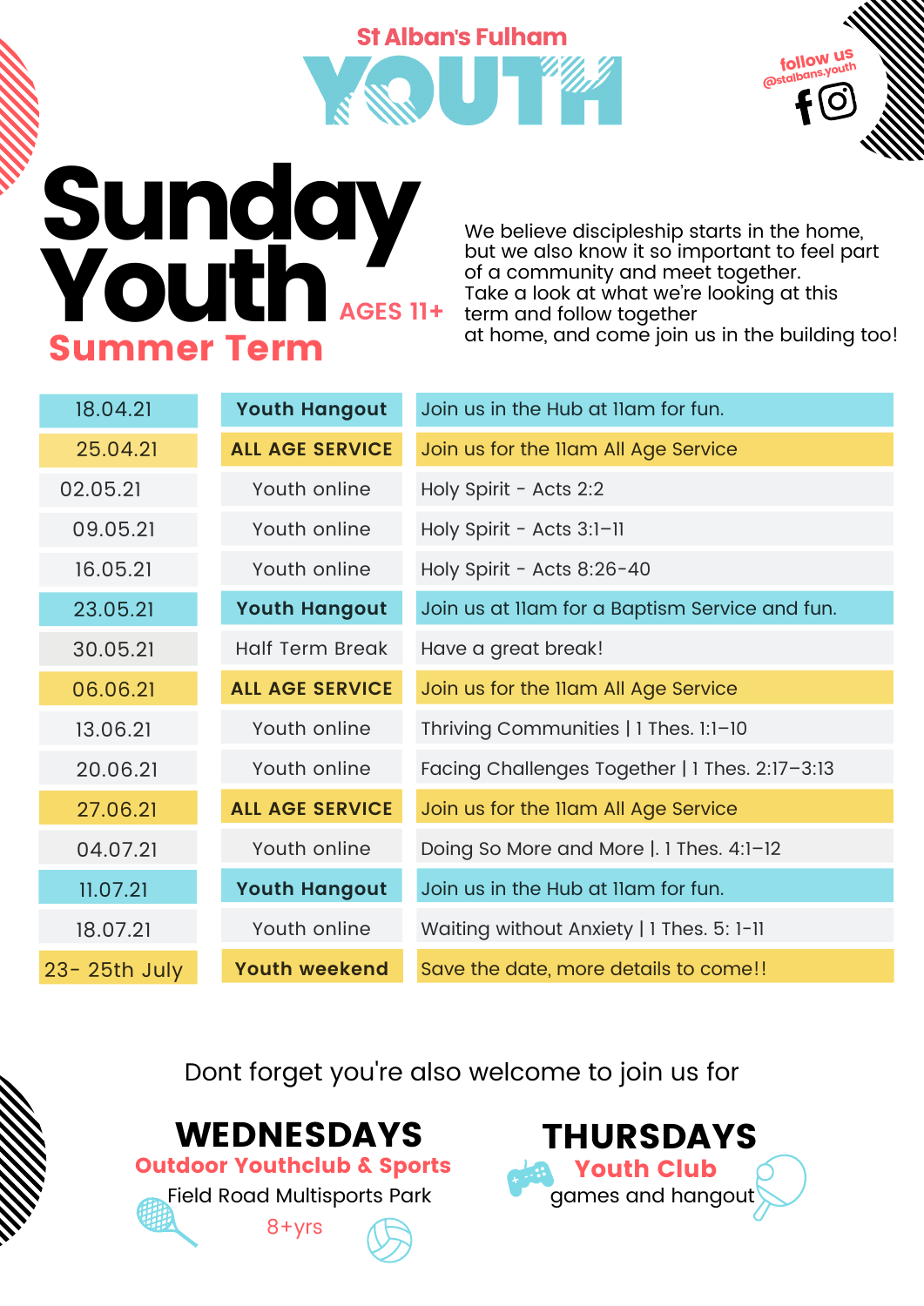St Alban's Fulham

# YOUTH

follow us
@stalbans.youth

# Sunday Youth

AGES 11+

## Summer Term

We believe discipleship starts in the home, but we also know it so important to feel part of a community and meet together.
Take a look at what we're looking at this term and follow together
at home, and come join us in the building too!

| | | |
|---|---|---|
| 18.04.21 | **Youth Hangout** | Join us in the Hub at 11am for fun. |
| 25.04.21 | **ALL AGE SERVICE** | Join us for the 11am All Age Service |
| 02.05.21 | Youth online | Holy Spirit - Acts 2:2 |
| 09.05.21 | Youth online | Holy Spirit - Acts 3:1–11 |
| 16.05.21 | Youth online | Holy Spirit - Acts 8:26-40 |
| 23.05.21 | **Youth Hangout** | Join us at 11am for a Baptism Service and fun. |
| 30.05.21 | Half Term Break | Have a great break! |
| 06.06.21 | **ALL AGE SERVICE** | Join us for the 11am All Age Service |
| 13.06.21 | Youth online | Thriving Communities \| 1 Thes. 1:1–10 |
| 20.06.21 | Youth online | Facing Challenges Together \| 1 Thes. 2:17–3:13 |
| 27.06.21 | **ALL AGE SERVICE** | Join us for the 11am All Age Service |
| 04.07.21 | Youth online | Doing So More and More \|. 1 Thes. 4:1–12 |
| 11.07.21 | **Youth Hangout** | Join us in the Hub at 11am for fun. |
| 18.07.21 | Youth online | Waiting without Anxiety \| 1 Thes. 5: 1-11 |
| 23- 25th July | **Youth weekend** | Save the date, more details to come!! |

Dont forget you're also welcome to join us for

## WEDNESDAYS

**Outdoor Youthclub & Sports**

Field Road Multisports Park

8+yrs

## THURSDAYS

**Youth Club**

games and hangout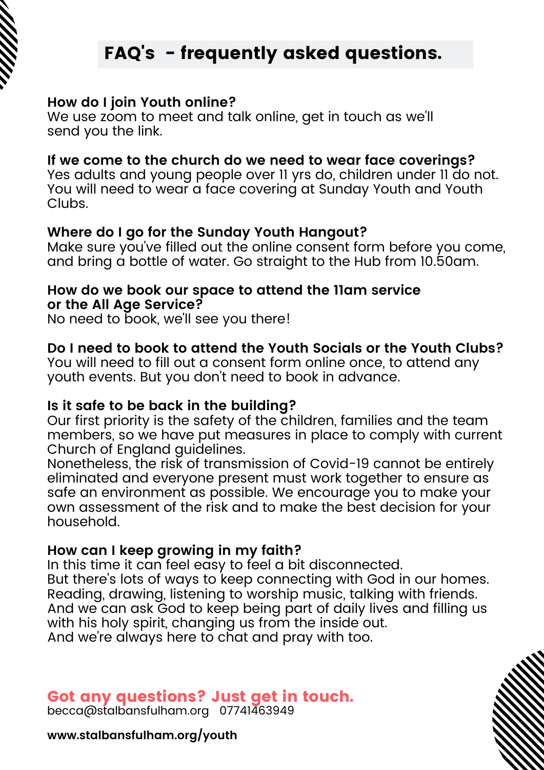# FAQ's - frequently asked questions.

**How do I join Youth online?**
We use zoom to meet and talk online, get in touch as we'll send you the link.

**If we come to the church do we need to wear face coverings?**
Yes adults and young people over 11 yrs do, children under 11 do not. You will need to wear a face covering at Sunday Youth and Youth Clubs.

**Where do I go for the Sunday Youth Hangout?**
Make sure you've filled out the online consent form before you come, and bring a bottle of water. Go straight to the Hub from 10.50am.

**How do we book our space to attend the 11am service or the All Age Service?**
No need to book, we'll see you there!

**Do I need to book to attend the Youth Socials or the Youth Clubs?**
You will need to fill out a consent form online once, to attend any youth events. But you don't need to book in advance.

**Is it safe to be back in the building?**
Our first priority is the safety of the children, families and the team members, so we have put measures in place to comply with current Church of England guidelines.
Nonetheless, the risk of transmission of Covid-19 cannot be entirely eliminated and everyone present must work together to ensure as safe an environment as possible. We encourage you to make your own assessment of the risk and to make the best decision for your household.

**How can I keep growing in my faith?**
In this time it can feel easy to feel a bit disconnected.
But there's lots of ways to keep connecting with God in our homes. Reading, drawing, listening to worship music, talking with friends. And we can ask God to keep being part of daily lives and filling us with his holy spirit, changing us from the inside out.
And we're always here to chat and pray with too.

**Got any questions? Just get in touch.**
becca@stalbansfulham.org 07741463949

**www.stalbansfulham.org/youth**